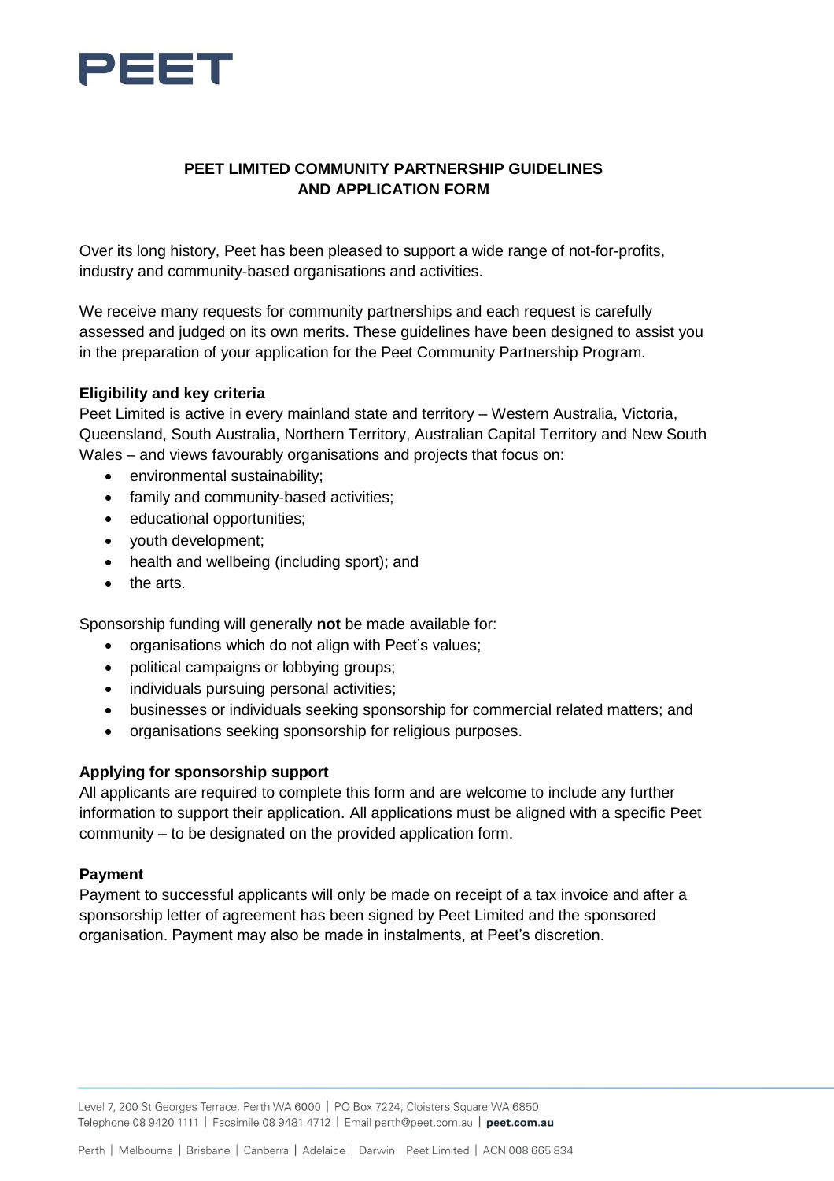PEET

# PEET LIMITED COMMUNITY PARTNERSHIP GUIDELINES AND APPLICATION FORM

Over its long history, Peet has been pleased to support a wide range of not-for-profits, industry and community-based organisations and activities.

We receive many requests for community partnerships and each request is carefully assessed and judged on its own merits. These guidelines have been designed to assist you in the preparation of your application for the Peet Community Partnership Program.

**Eligibility and key criteria**

Peet Limited is active in every mainland state and territory – Western Australia, Victoria, Queensland, South Australia, Northern Territory, Australian Capital Territory and New South Wales – and views favourably organisations and projects that focus on:

- environmental sustainability;
- family and community-based activities;
- educational opportunities;
- youth development;
- health and wellbeing (including sport); and
- the arts.

Sponsorship funding will generally **not** be made available for:

- organisations which do not align with Peet's values;
- political campaigns or lobbying groups;
- individuals pursuing personal activities;
- businesses or individuals seeking sponsorship for commercial related matters; and
- organisations seeking sponsorship for religious purposes.

**Applying for sponsorship support**

All applicants are required to complete this form and are welcome to include any further information to support their application. All applications must be aligned with a specific Peet community – to be designated on the provided application form.

**Payment**

Payment to successful applicants will only be made on receipt of a tax invoice and after a sponsorship letter of agreement has been signed by Peet Limited and the sponsored organisation. Payment may also be made in instalments, at Peet's discretion.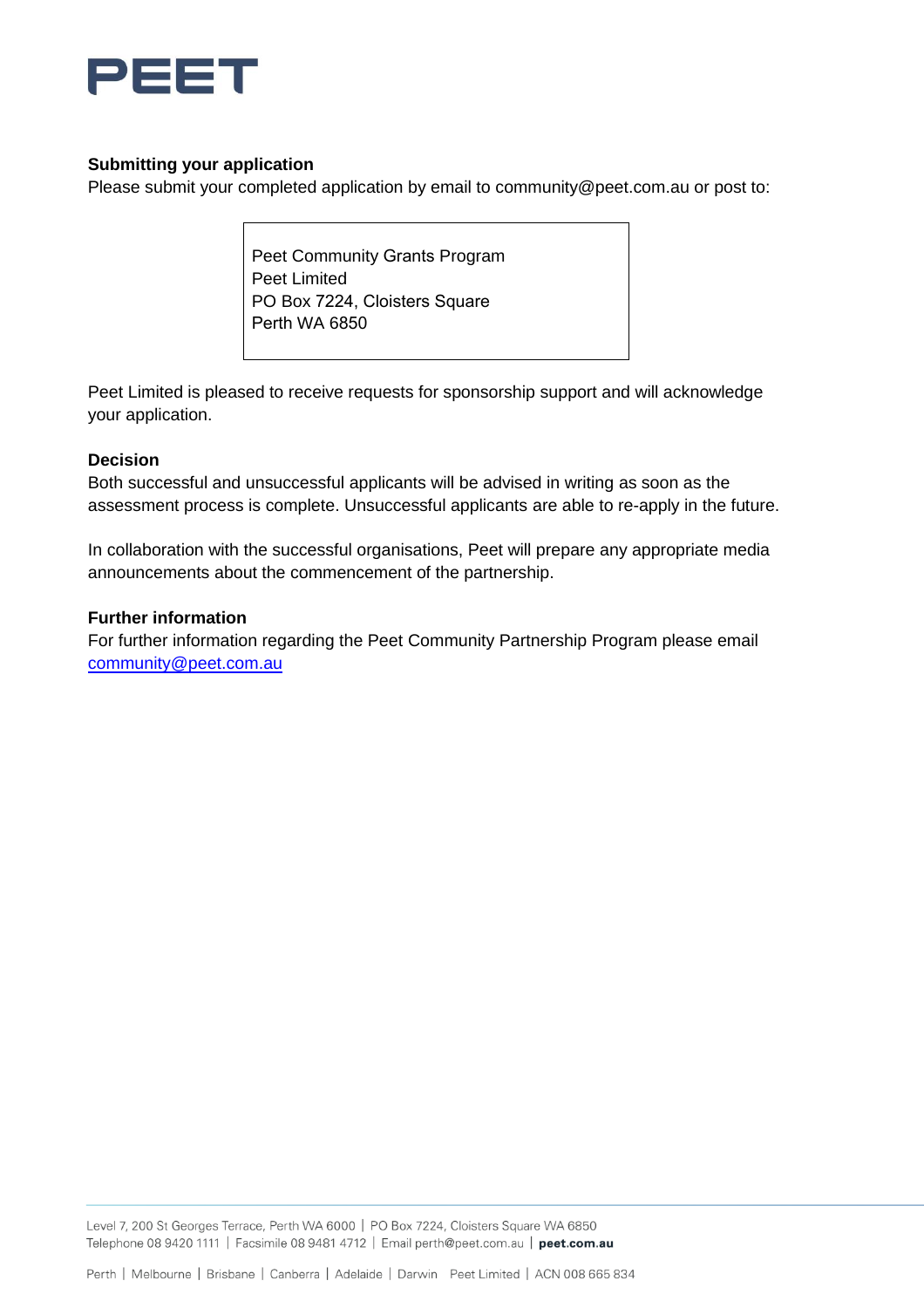**Submitting your application**

Please submit your completed application by email to community@peet.com.au or post to:

> Peet Community Grants Program
> Peet Limited
> PO Box 7224, Cloisters Square
> Perth WA 6850

Peet Limited is pleased to receive requests for sponsorship support and will acknowledge your application.

**Decision**

Both successful and unsuccessful applicants will be advised in writing as soon as the assessment process is complete. Unsuccessful applicants are able to re-apply in the future.

In collaboration with the successful organisations, Peet will prepare any appropriate media announcements about the commencement of the partnership.

**Further information**

For further information regarding the Peet Community Partnership Program please email [community@peet.com.au](mailto:community@peet.com.au)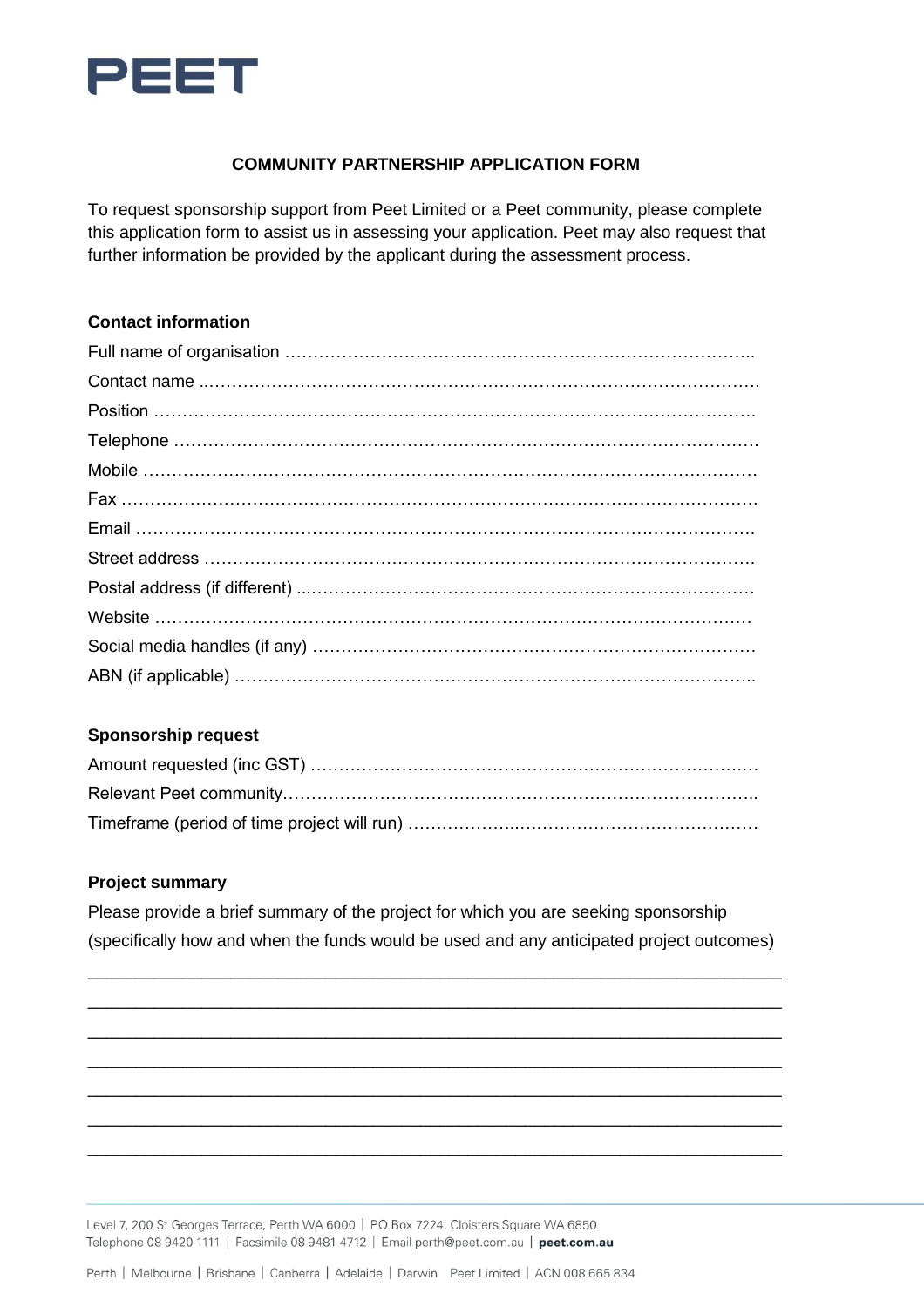PEET

## COMMUNITY PARTNERSHIP APPLICATION FORM

To request sponsorship support from Peet Limited or a Peet community, please complete this application form to assist us in assessing your application. Peet may also request that further information be provided by the applicant during the assessment process.

### Contact information

Full name of organisation …………………………………………………………………………..

Contact name ..………………………………………………………………………………………

Position ………………………………………………………………………………………………

Telephone ……………………………………………………………………………………………

Mobile ………………………………………………………………………………………………

Fax ……………………………………………………………………………………………………

Email …………………………………………………………………………………………………

Street address ………………………………………………………………………………………

Postal address (if different) ...……………………………………………………………………

Website ……………………………………………………………………………………………

Social media handles (if any) ……………………………………………………………………

ABN (if applicable) …………………………………………………………………………………..

### Sponsorship request

Amount requested (inc GST) ………………………………………………………………………

Relevant Peet community……………………………………………………………………………..

Timeframe (period of time project will run) …………………………………………………………

### Project summary

Please provide a brief summary of the project for which you are seeking sponsorship (specifically how and when the funds would be used and any anticipated project outcomes)

\_\_\_\_\_\_\_\_\_\_\_\_\_\_\_\_\_\_\_\_\_\_\_\_\_\_\_\_\_\_\_\_\_\_\_\_\_\_\_\_\_\_\_\_\_\_\_\_\_\_\_\_\_\_\_\_\_\_\_\_\_\_\_\_\_\_\_\_\_\_

\_\_\_\_\_\_\_\_\_\_\_\_\_\_\_\_\_\_\_\_\_\_\_\_\_\_\_\_\_\_\_\_\_\_\_\_\_\_\_\_\_\_\_\_\_\_\_\_\_\_\_\_\_\_\_\_\_\_\_\_\_\_\_\_\_\_\_\_\_\_

\_\_\_\_\_\_\_\_\_\_\_\_\_\_\_\_\_\_\_\_\_\_\_\_\_\_\_\_\_\_\_\_\_\_\_\_\_\_\_\_\_\_\_\_\_\_\_\_\_\_\_\_\_\_\_\_\_\_\_\_\_\_\_\_\_\_\_\_\_\_

\_\_\_\_\_\_\_\_\_\_\_\_\_\_\_\_\_\_\_\_\_\_\_\_\_\_\_\_\_\_\_\_\_\_\_\_\_\_\_\_\_\_\_\_\_\_\_\_\_\_\_\_\_\_\_\_\_\_\_\_\_\_\_\_\_\_\_\_\_\_

\_\_\_\_\_\_\_\_\_\_\_\_\_\_\_\_\_\_\_\_\_\_\_\_\_\_\_\_\_\_\_\_\_\_\_\_\_\_\_\_\_\_\_\_\_\_\_\_\_\_\_\_\_\_\_\_\_\_\_\_\_\_\_\_\_\_\_\_\_\_

\_\_\_\_\_\_\_\_\_\_\_\_\_\_\_\_\_\_\_\_\_\_\_\_\_\_\_\_\_\_\_\_\_\_\_\_\_\_\_\_\_\_\_\_\_\_\_\_\_\_\_\_\_\_\_\_\_\_\_\_\_\_\_\_\_\_\_\_\_\_

\_\_\_\_\_\_\_\_\_\_\_\_\_\_\_\_\_\_\_\_\_\_\_\_\_\_\_\_\_\_\_\_\_\_\_\_\_\_\_\_\_\_\_\_\_\_\_\_\_\_\_\_\_\_\_\_\_\_\_\_\_\_\_\_\_\_\_\_\_\_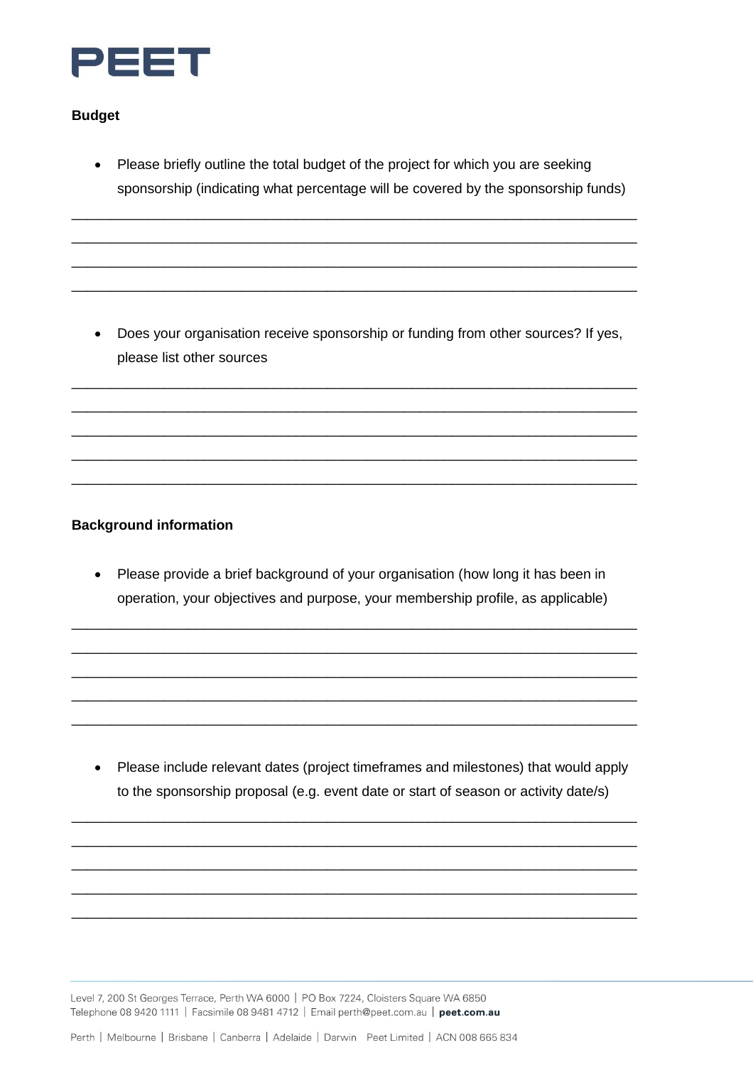**Budget**

- Please briefly outline the total budget of the project for which you are seeking sponsorship (indicating what percentage will be covered by the sponsorship funds)

_______________________________________________________________________________

_______________________________________________________________________________

_______________________________________________________________________________

_______________________________________________________________________________

- Does your organisation receive sponsorship or funding from other sources? If yes, please list other sources

_______________________________________________________________________________

_______________________________________________________________________________

_______________________________________________________________________________

_______________________________________________________________________________

_______________________________________________________________________________

**Background information**

- Please provide a brief background of your organisation (how long it has been in operation, your objectives and purpose, your membership profile, as applicable)

_______________________________________________________________________________

_______________________________________________________________________________

_______________________________________________________________________________

_______________________________________________________________________________

_______________________________________________________________________________

- Please include relevant dates (project timeframes and milestones) that would apply to the sponsorship proposal (e.g. event date or start of season or activity date/s)

_______________________________________________________________________________

_______________________________________________________________________________

_______________________________________________________________________________

_______________________________________________________________________________

_______________________________________________________________________________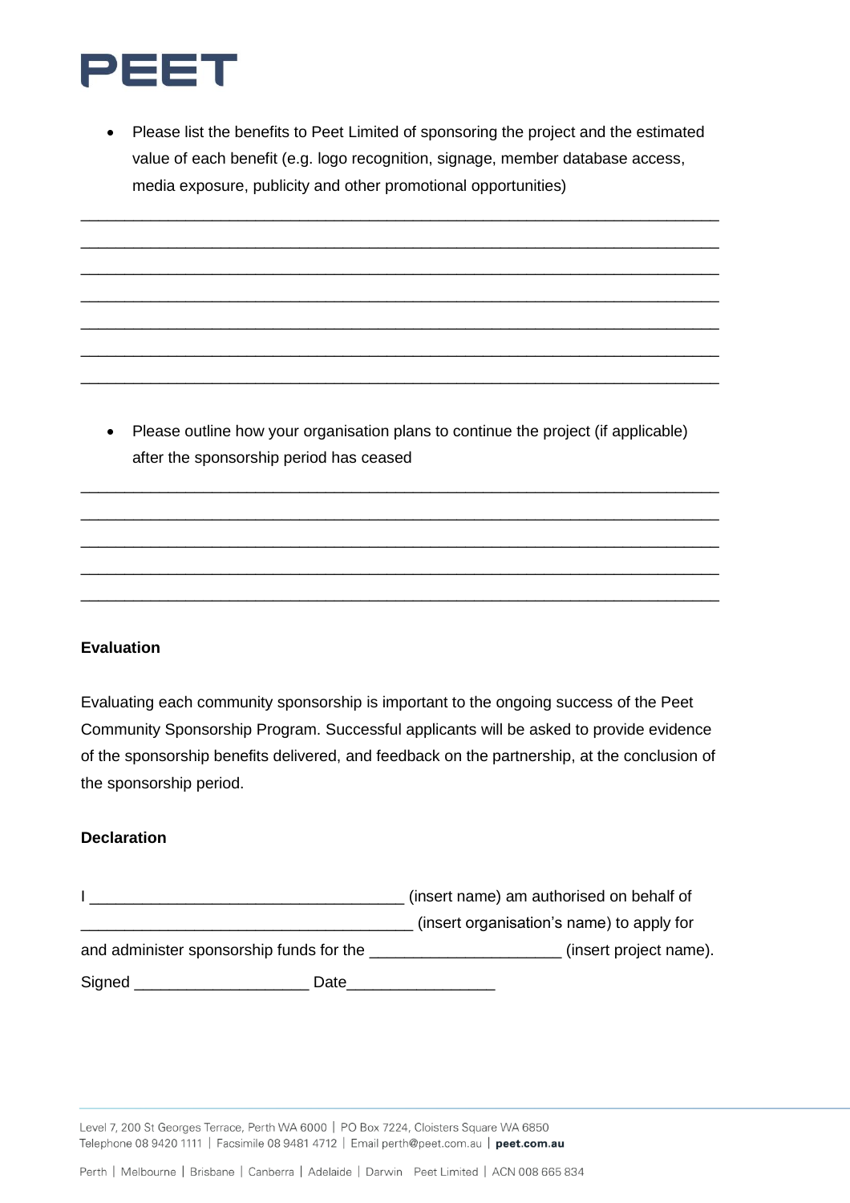- Please list the benefits to Peet Limited of sponsoring the project and the estimated value of each benefit (e.g. logo recognition, signage, member database access, media exposure, publicity and other promotional opportunities)

______________________________________________________________________

______________________________________________________________________

______________________________________________________________________

______________________________________________________________________

______________________________________________________________________

______________________________________________________________________

______________________________________________________________________

- Please outline how your organisation plans to continue the project (if applicable) after the sponsorship period has ceased

______________________________________________________________________

______________________________________________________________________

______________________________________________________________________

______________________________________________________________________

______________________________________________________________________

**Evaluation**

Evaluating each community sponsorship is important to the ongoing success of the Peet Community Sponsorship Program. Successful applicants will be asked to provide evidence of the sponsorship benefits delivered, and feedback on the partnership, at the conclusion of the sponsorship period.

**Declaration**

I ___________________________________ (insert name) am authorised on behalf of ______________________________________ (insert organisation's name) to apply for and administer sponsorship funds for the _____________________ (insert project name).

Signed ___________________ Date________________